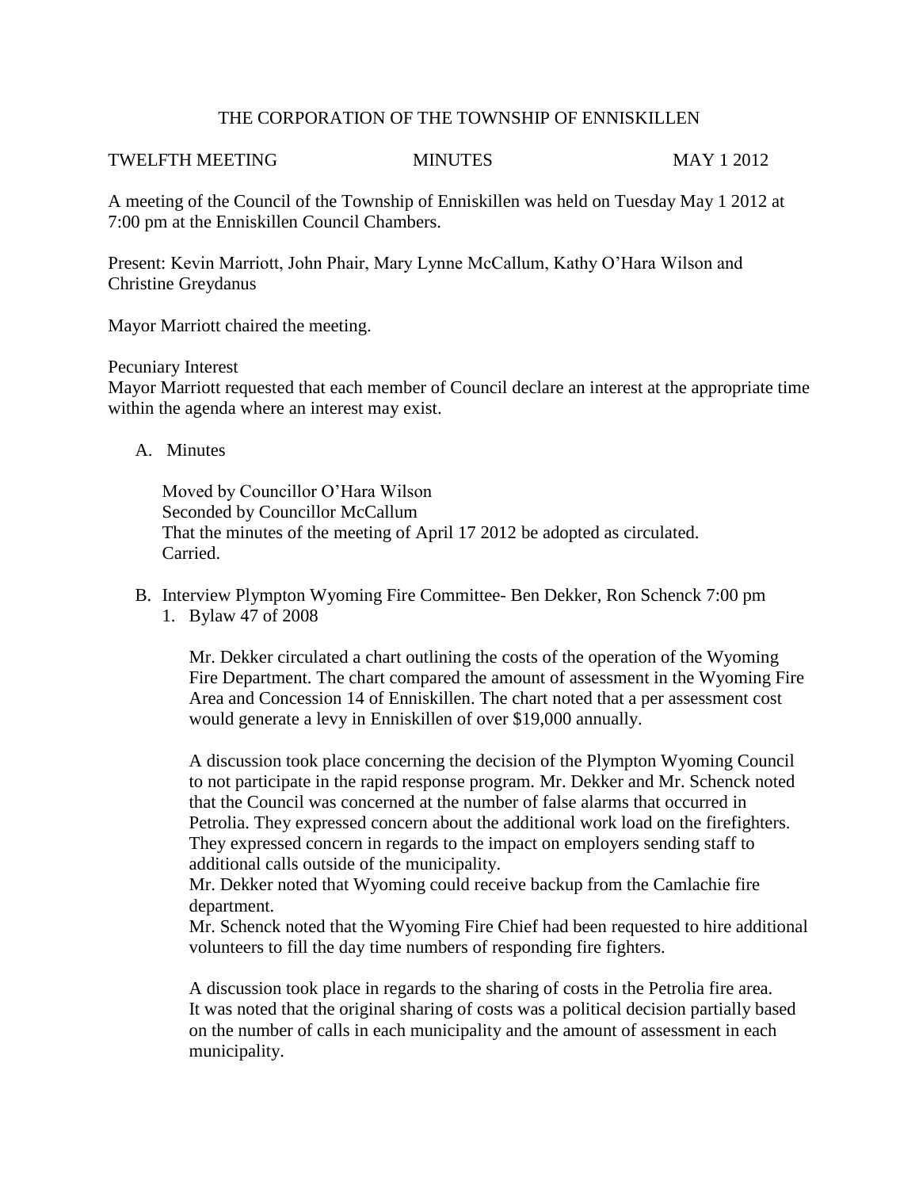THE CORPORATION OF THE TOWNSHIP OF ENNISKILLEN

TWELFTH MEETING MINUTES MAY 1 2012

A meeting of the Council of the Township of Enniskillen was held on Tuesday May 1 2012 at 7:00 pm at the Enniskillen Council Chambers.

Present: Kevin Marriott, John Phair, Mary Lynne McCallum, Kathy O'Hara Wilson and Christine Greydanus

Mayor Marriott chaired the meeting.

Pecuniary Interest
Mayor Marriott requested that each member of Council declare an interest at the appropriate time within the agenda where an interest may exist.

A. Minutes

Moved by Councillor O'Hara Wilson
Seconded by Councillor McCallum
That the minutes of the meeting of April 17 2012 be adopted as circulated.
Carried.

B. Interview Plympton Wyoming Fire Committee- Ben Dekker, Ron Schenck 7:00 pm

1. Bylaw 47 of 2008

Mr. Dekker circulated a chart outlining the costs of the operation of the Wyoming Fire Department. The chart compared the amount of assessment in the Wyoming Fire Area and Concession 14 of Enniskillen. The chart noted that a per assessment cost would generate a levy in Enniskillen of over $19,000 annually.

A discussion took place concerning the decision of the Plympton Wyoming Council to not participate in the rapid response program. Mr. Dekker and Mr. Schenck noted that the Council was concerned at the number of false alarms that occurred in Petrolia. They expressed concern about the additional work load on the firefighters. They expressed concern in regards to the impact on employers sending staff to additional calls outside of the municipality.
Mr. Dekker noted that Wyoming could receive backup from the Camlachie fire department.
Mr. Schenck noted that the Wyoming Fire Chief had been requested to hire additional volunteers to fill the day time numbers of responding fire fighters.

A discussion took place in regards to the sharing of costs in the Petrolia fire area. It was noted that the original sharing of costs was a political decision partially based on the number of calls in each municipality and the amount of assessment in each municipality.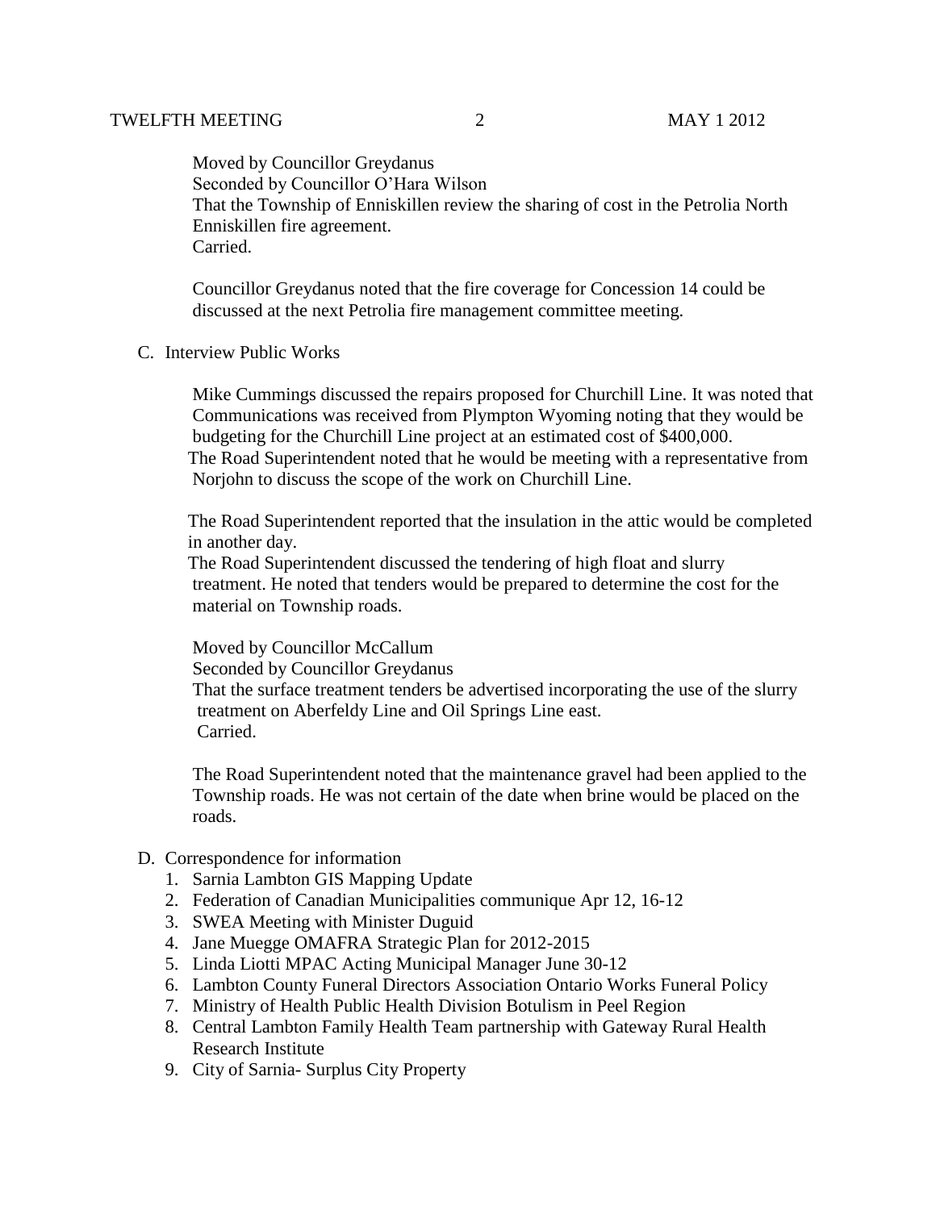Moved by Councillor Greydanus
Seconded by Councillor O'Hara Wilson
That the Township of Enniskillen review the sharing of cost in the Petrolia North Enniskillen fire agreement.
Carried.

Councillor Greydanus noted that the fire coverage for Concession 14 could be discussed at the next Petrolia fire management committee meeting.

C. Interview Public Works

Mike Cummings discussed the repairs proposed for Churchill Line. It was noted that Communications was received from Plympton Wyoming noting that they would be budgeting for the Churchill Line project at an estimated cost of $400,000.
The Road Superintendent noted that he would be meeting with a representative from Norjohn to discuss the scope of the work on Churchill Line.

The Road Superintendent reported that the insulation in the attic would be completed in another day.
The Road Superintendent discussed the tendering of high float and slurry treatment. He noted that tenders would be prepared to determine the cost for the material on Township roads.

Moved by Councillor McCallum
Seconded by Councillor Greydanus
That the surface treatment tenders be advertised incorporating the use of the slurry treatment on Aberfeldy Line and Oil Springs Line east.
Carried.

The Road Superintendent noted that the maintenance gravel had been applied to the Township roads. He was not certain of the date when brine would be placed on the roads.

D. Correspondence for information
1. Sarnia Lambton GIS Mapping Update
2. Federation of Canadian Municipalities communique Apr 12, 16-12
3. SWEA Meeting with Minister Duguid
4. Jane Muegge OMAFRA Strategic Plan for 2012-2015
5. Linda Liotti MPAC Acting Municipal Manager June 30-12
6. Lambton County Funeral Directors Association Ontario Works Funeral Policy
7. Ministry of Health Public Health Division Botulism in Peel Region
8. Central Lambton Family Health Team partnership with Gateway Rural Health Research Institute
9. City of Sarnia- Surplus City Property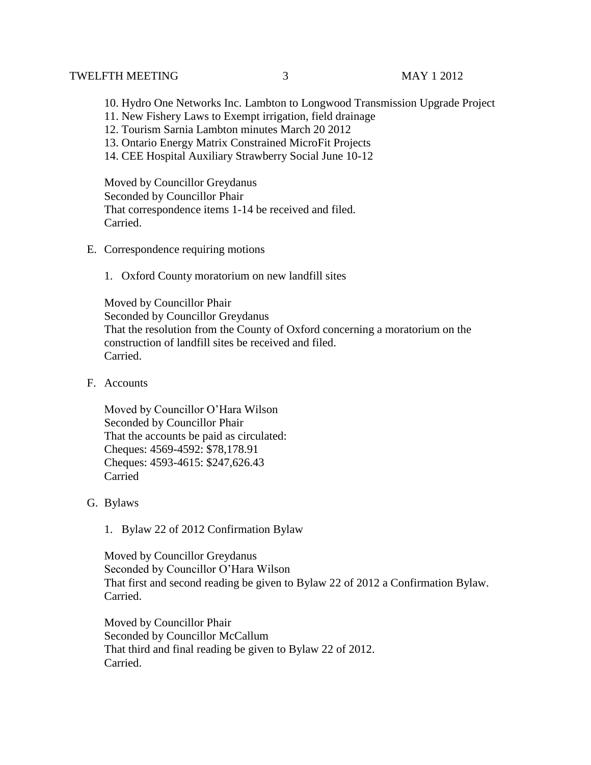10. Hydro One Networks Inc. Lambton to Longwood Transmission Upgrade Project
11. New Fishery Laws to Exempt irrigation, field drainage
12. Tourism Sarnia Lambton minutes March 20 2012
13. Ontario Energy Matrix Constrained MicroFit Projects
14. CEE Hospital Auxiliary Strawberry Social June 10-12

Moved by Councillor Greydanus
Seconded by Councillor Phair
That correspondence items 1-14 be received and filed.
Carried.

E. Correspondence requiring motions

1. Oxford County moratorium on new landfill sites

Moved by Councillor Phair
Seconded by Councillor Greydanus
That the resolution from the County of Oxford concerning a moratorium on the construction of landfill sites be received and filed.
Carried.

F. Accounts

Moved by Councillor O'Hara Wilson
Seconded by Councillor Phair
That the accounts be paid as circulated:
Cheques: 4569-4592: $78,178.91
Cheques: 4593-4615: $247,626.43
Carried

G. Bylaws

1. Bylaw 22 of 2012 Confirmation Bylaw

Moved by Councillor Greydanus
Seconded by Councillor O'Hara Wilson
That first and second reading be given to Bylaw 22 of 2012 a Confirmation Bylaw.
Carried.

Moved by Councillor Phair
Seconded by Councillor McCallum
That third and final reading be given to Bylaw 22 of 2012.
Carried.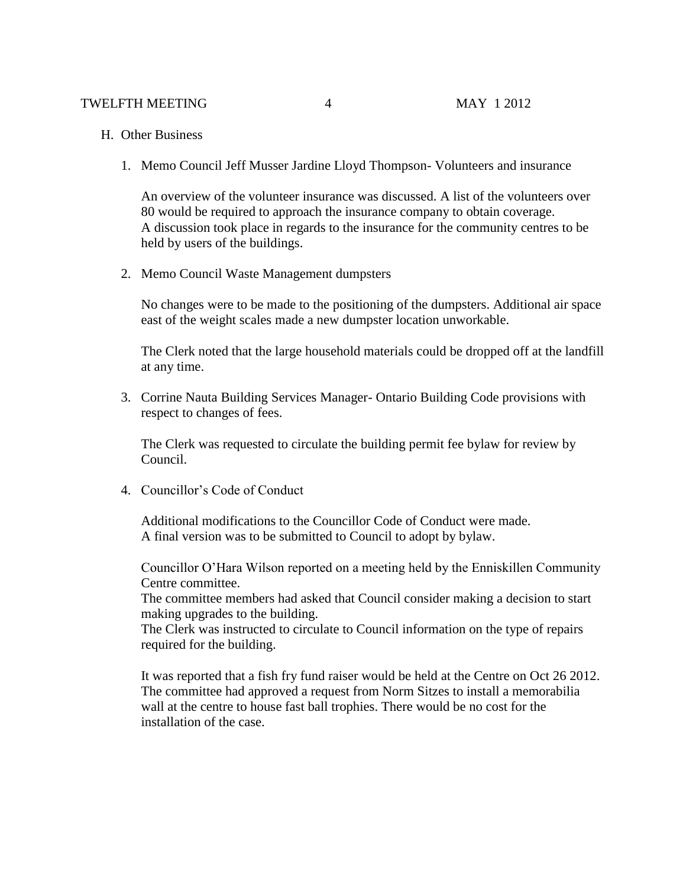## H. Other Business

1. Memo Council Jeff Musser Jardine Lloyd Thompson- Volunteers and insurance

   An overview of the volunteer insurance was discussed. A list of the volunteers over 80 would be required to approach the insurance company to obtain coverage.
   A discussion took place in regards to the insurance for the community centres to be held by users of the buildings.

2. Memo Council Waste Management dumpsters

   No changes were to be made to the positioning of the dumpsters. Additional air space east of the weight scales made a new dumpster location unworkable.

   The Clerk noted that the large household materials could be dropped off at the landfill at any time.

3. Corrine Nauta Building Services Manager- Ontario Building Code provisions with respect to changes of fees.

   The Clerk was requested to circulate the building permit fee bylaw for review by Council.

4. Councillor's Code of Conduct

   Additional modifications to the Councillor Code of Conduct were made.
   A final version was to be submitted to Council to adopt by bylaw.

   Councillor O'Hara Wilson reported on a meeting held by the Enniskillen Community Centre committee.
   The committee members had asked that Council consider making a decision to start making upgrades to the building.
   The Clerk was instructed to circulate to Council information on the type of repairs required for the building.

   It was reported that a fish fry fund raiser would be held at the Centre on Oct 26 2012.
   The committee had approved a request from Norm Sitzes to install a memorabilia wall at the centre to house fast ball trophies. There would be no cost for the installation of the case.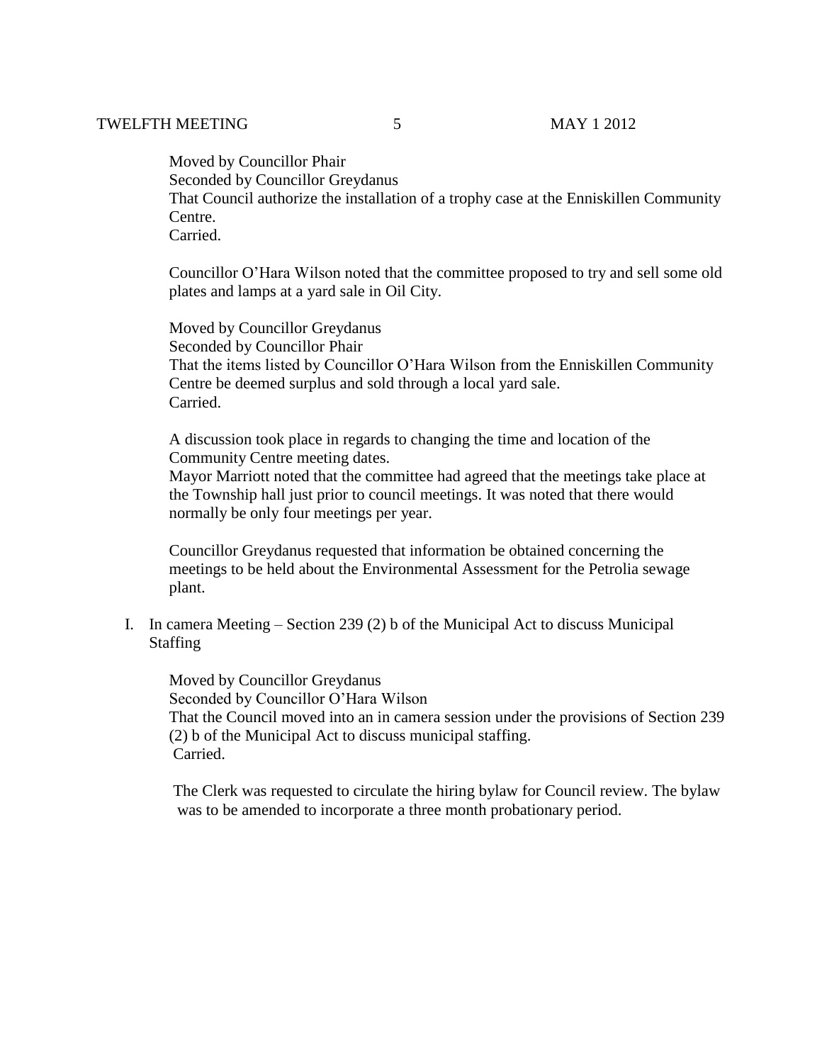Moved by Councillor Phair
Seconded by Councillor Greydanus
That Council authorize the installation of a trophy case at the Enniskillen Community Centre.
Carried.

Councillor O'Hara Wilson noted that the committee proposed to try and sell some old plates and lamps at a yard sale in Oil City.

Moved by Councillor Greydanus
Seconded by Councillor Phair
That the items listed by Councillor O'Hara Wilson from the Enniskillen Community Centre be deemed surplus and sold through a local yard sale.
Carried.

A discussion took place in regards to changing the time and location of the Community Centre meeting dates.
Mayor Marriott noted that the committee had agreed that the meetings take place at the Township hall just prior to council meetings. It was noted that there would normally be only four meetings per year.

Councillor Greydanus requested that information be obtained concerning the meetings to be held about the Environmental Assessment for the Petrolia sewage plant.

I. In camera Meeting – Section 239 (2) b of the Municipal Act to discuss Municipal Staffing

Moved by Councillor Greydanus
Seconded by Councillor O'Hara Wilson
That the Council moved into an in camera session under the provisions of Section 239 (2) b of the Municipal Act to discuss municipal staffing.
Carried.

The Clerk was requested to circulate the hiring bylaw for Council review. The bylaw was to be amended to incorporate a three month probationary period.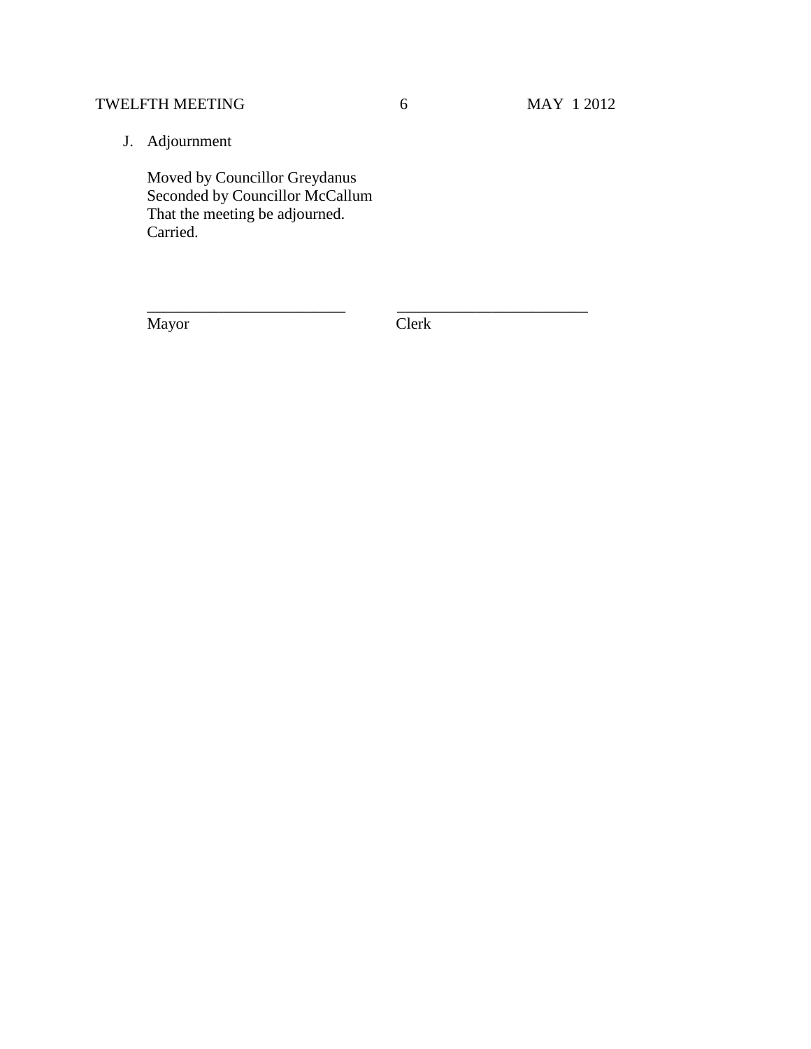J. Adjournment

Moved by Councillor Greydanus
Seconded by Councillor McCallum
That the meeting be adjourned.
Carried.

_________________________ _________________________

Mayor Clerk